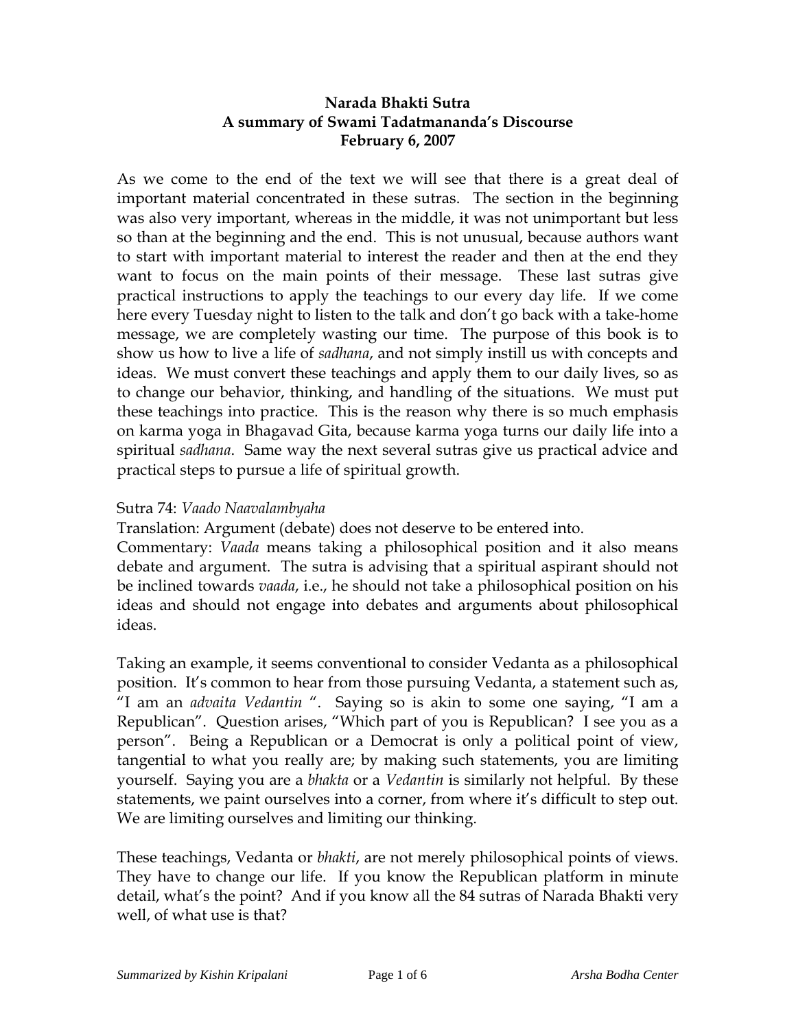**Narada Bhakti Sutra**
**A summary of Swami Tadatmananda's Discourse**
**February 6, 2007**

As we come to the end of the text we will see that there is a great deal of important material concentrated in these sutras. The section in the beginning was also very important, whereas in the middle, it was not unimportant but less so than at the beginning and the end. This is not unusual, because authors want to start with important material to interest the reader and then at the end they want to focus on the main points of their message. These last sutras give practical instructions to apply the teachings to our every day life. If we come here every Tuesday night to listen to the talk and don't go back with a take-home message, we are completely wasting our time. The purpose of this book is to show us how to live a life of *sadhana*, and not simply instill us with concepts and ideas. We must convert these teachings and apply them to our daily lives, so as to change our behavior, thinking, and handling of the situations. We must put these teachings into practice. This is the reason why there is so much emphasis on karma yoga in Bhagavad Gita, because karma yoga turns our daily life into a spiritual *sadhana*. Same way the next several sutras give us practical advice and practical steps to pursue a life of spiritual growth.

Sutra 74: *Vaado Naavalambyaha*

Translation: Argument (debate) does not deserve to be entered into.

Commentary: *Vaada* means taking a philosophical position and it also means debate and argument. The sutra is advising that a spiritual aspirant should not be inclined towards *vaada*, i.e., he should not take a philosophical position on his ideas and should not engage into debates and arguments about philosophical ideas.

Taking an example, it seems conventional to consider Vedanta as a philosophical position. It's common to hear from those pursuing Vedanta, a statement such as, "I am an *advaita Vedantin* ". Saying so is akin to some one saying, "I am a Republican". Question arises, "Which part of you is Republican? I see you as a person". Being a Republican or a Democrat is only a political point of view, tangential to what you really are; by making such statements, you are limiting yourself. Saying you are a *bhakta* or a *Vedantin* is similarly not helpful. By these statements, we paint ourselves into a corner, from where it's difficult to step out. We are limiting ourselves and limiting our thinking.

These teachings, Vedanta or *bhakti*, are not merely philosophical points of views. They have to change our life. If you know the Republican platform in minute detail, what's the point? And if you know all the 84 sutras of Narada Bhakti very well, of what use is that?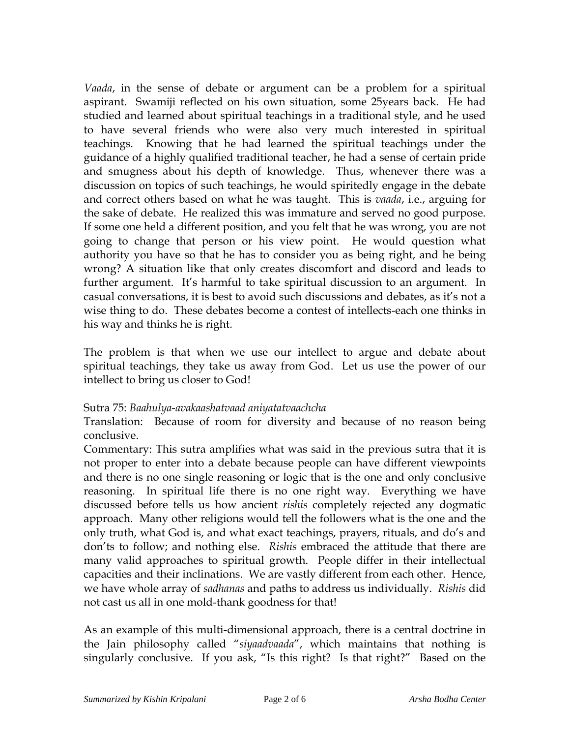*Vaada*, in the sense of debate or argument can be a problem for a spiritual aspirant. Swamiji reflected on his own situation, some 25years back. He had studied and learned about spiritual teachings in a traditional style, and he used to have several friends who were also very much interested in spiritual teachings. Knowing that he had learned the spiritual teachings under the guidance of a highly qualified traditional teacher, he had a sense of certain pride and smugness about his depth of knowledge. Thus, whenever there was a discussion on topics of such teachings, he would spiritedly engage in the debate and correct others based on what he was taught. This is *vaada*, i.e., arguing for the sake of debate. He realized this was immature and served no good purpose. If some one held a different position, and you felt that he was wrong, you are not going to change that person or his view point. He would question what authority you have so that he has to consider you as being right, and he being wrong? A situation like that only creates discomfort and discord and leads to further argument. It's harmful to take spiritual discussion to an argument. In casual conversations, it is best to avoid such discussions and debates, as it's not a wise thing to do. These debates become a contest of intellects-each one thinks in his way and thinks he is right.

The problem is that when we use our intellect to argue and debate about spiritual teachings, they take us away from God. Let us use the power of our intellect to bring us closer to God!

Sutra 75: *Baahulya-avakaashatvaad aniyatatvaachcha*

Translation: Because of room for diversity and because of no reason being conclusive.

Commentary: This sutra amplifies what was said in the previous sutra that it is not proper to enter into a debate because people can have different viewpoints and there is no one single reasoning or logic that is the one and only conclusive reasoning. In spiritual life there is no one right way. Everything we have discussed before tells us how ancient *rishis* completely rejected any dogmatic approach. Many other religions would tell the followers what is the one and the only truth, what God is, and what exact teachings, prayers, rituals, and do's and don'ts to follow; and nothing else. *Rishis* embraced the attitude that there are many valid approaches to spiritual growth. People differ in their intellectual capacities and their inclinations. We are vastly different from each other. Hence, we have whole array of *sadhanas* and paths to address us individually. *Rishis* did not cast us all in one mold-thank goodness for that!

As an example of this multi-dimensional approach, there is a central doctrine in the Jain philosophy called "*siyaadvaada*", which maintains that nothing is singularly conclusive. If you ask, "Is this right? Is that right?" Based on the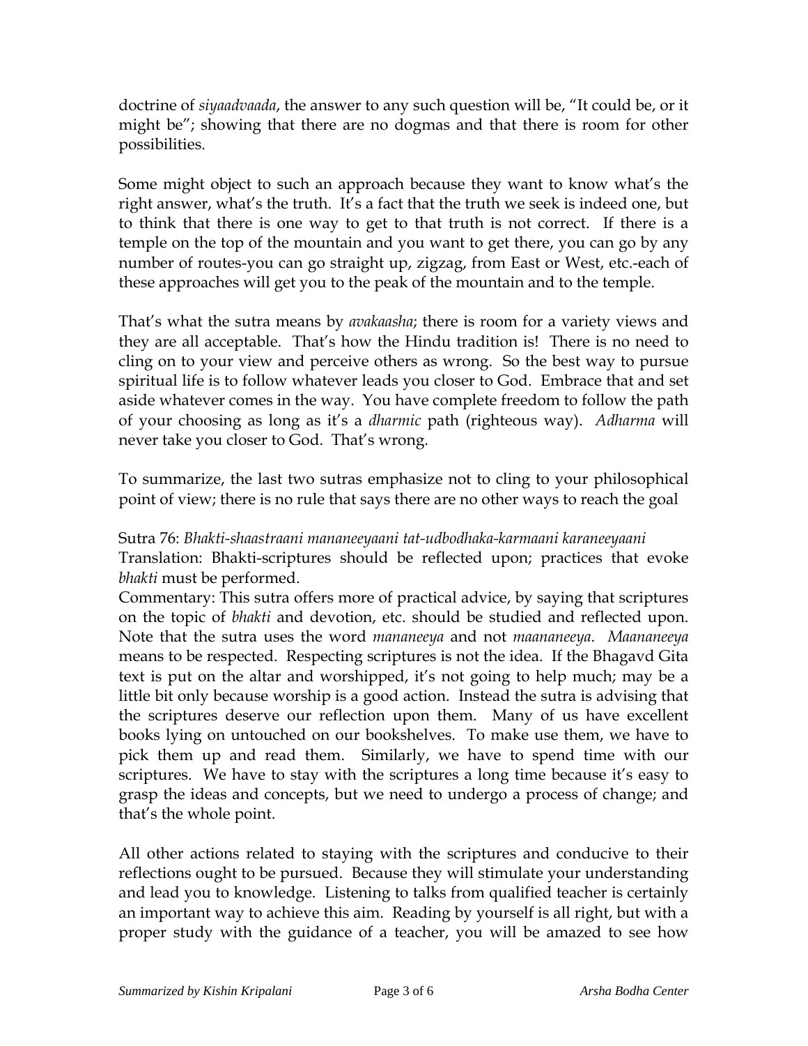doctrine of *siyaadvaada*, the answer to any such question will be, "It could be, or it might be"; showing that there are no dogmas and that there is room for other possibilities.

Some might object to such an approach because they want to know what's the right answer, what's the truth. It's a fact that the truth we seek is indeed one, but to think that there is one way to get to that truth is not correct. If there is a temple on the top of the mountain and you want to get there, you can go by any number of routes-you can go straight up, zigzag, from East or West, etc.-each of these approaches will get you to the peak of the mountain and to the temple.

That's what the sutra means by *avakaasha*; there is room for a variety views and they are all acceptable. That's how the Hindu tradition is! There is no need to cling on to your view and perceive others as wrong. So the best way to pursue spiritual life is to follow whatever leads you closer to God. Embrace that and set aside whatever comes in the way. You have complete freedom to follow the path of your choosing as long as it's a *dharmic* path (righteous way). *Adharma* will never take you closer to God. That's wrong.

To summarize, the last two sutras emphasize not to cling to your philosophical point of view; there is no rule that says there are no other ways to reach the goal

Sutra 76: *Bhakti-shaastraani mananeeyaani tat-udbodhaka-karmaani karaneeyaani*
Translation: Bhakti-scriptures should be reflected upon; practices that evoke *bhakti* must be performed.
Commentary: This sutra offers more of practical advice, by saying that scriptures on the topic of *bhakti* and devotion, etc. should be studied and reflected upon. Note that the sutra uses the word *mananeeya* and not *maananeeya*. *Maananeeya* means to be respected. Respecting scriptures is not the idea. If the Bhagavd Gita text is put on the altar and worshipped, it's not going to help much; may be a little bit only because worship is a good action. Instead the sutra is advising that the scriptures deserve our reflection upon them. Many of us have excellent books lying on untouched on our bookshelves. To make use them, we have to pick them up and read them. Similarly, we have to spend time with our scriptures. We have to stay with the scriptures a long time because it's easy to grasp the ideas and concepts, but we need to undergo a process of change; and that's the whole point.

All other actions related to staying with the scriptures and conducive to their reflections ought to be pursued. Because they will stimulate your understanding and lead you to knowledge. Listening to talks from qualified teacher is certainly an important way to achieve this aim. Reading by yourself is all right, but with a proper study with the guidance of a teacher, you will be amazed to see how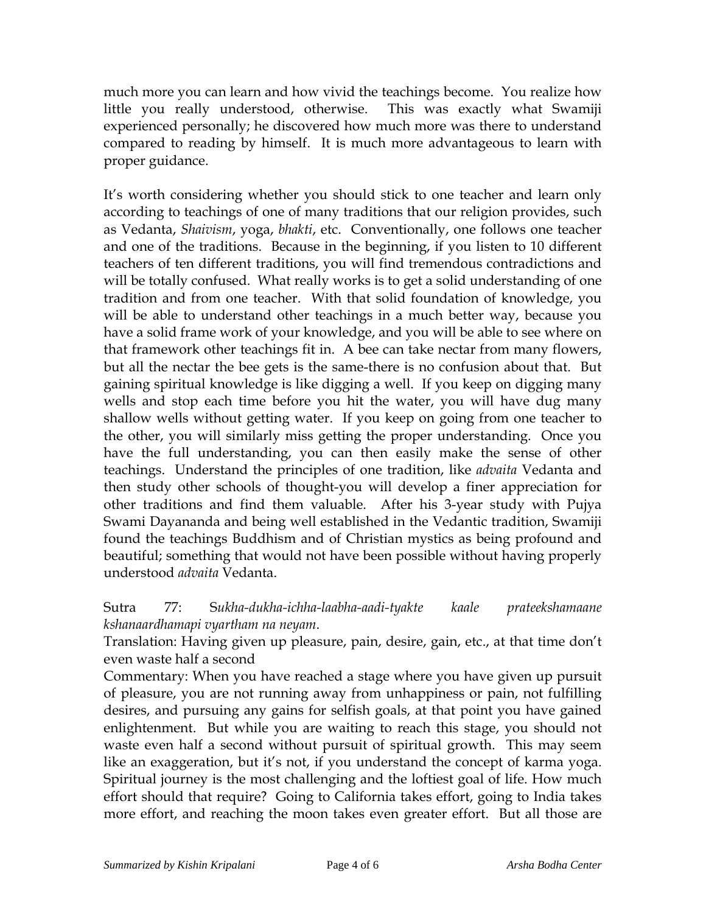much more you can learn and how vivid the teachings become. You realize how little you really understood, otherwise. This was exactly what Swamiji experienced personally; he discovered how much more was there to understand compared to reading by himself. It is much more advantageous to learn with proper guidance.

It's worth considering whether you should stick to one teacher and learn only according to teachings of one of many traditions that our religion provides, such as Vedanta, *Shaivism*, yoga, *bhakti*, etc. Conventionally, one follows one teacher and one of the traditions. Because in the beginning, if you listen to 10 different teachers of ten different traditions, you will find tremendous contradictions and will be totally confused. What really works is to get a solid understanding of one tradition and from one teacher. With that solid foundation of knowledge, you will be able to understand other teachings in a much better way, because you have a solid frame work of your knowledge, and you will be able to see where on that framework other teachings fit in. A bee can take nectar from many flowers, but all the nectar the bee gets is the same-there is no confusion about that. But gaining spiritual knowledge is like digging a well. If you keep on digging many wells and stop each time before you hit the water, you will have dug many shallow wells without getting water. If you keep on going from one teacher to the other, you will similarly miss getting the proper understanding. Once you have the full understanding, you can then easily make the sense of other teachings. Understand the principles of one tradition, like *advaita* Vedanta and then study other schools of thought-you will develop a finer appreciation for other traditions and find them valuable. After his 3-year study with Pujya Swami Dayananda and being well established in the Vedantic tradition, Swamiji found the teachings Buddhism and of Christian mystics as being profound and beautiful; something that would not have been possible without having properly understood *advaita* Vedanta.

Sutra 77: S*ukha-dukha-ichha-laabha-aadi-tyakte kaale prateekshamaane kshanaardhamapi vyartham na neyam*.

Translation: Having given up pleasure, pain, desire, gain, etc., at that time don't even waste half a second

Commentary: When you have reached a stage where you have given up pursuit of pleasure, you are not running away from unhappiness or pain, not fulfilling desires, and pursuing any gains for selfish goals, at that point you have gained enlightenment. But while you are waiting to reach this stage, you should not waste even half a second without pursuit of spiritual growth. This may seem like an exaggeration, but it's not, if you understand the concept of karma yoga. Spiritual journey is the most challenging and the loftiest goal of life. How much effort should that require? Going to California takes effort, going to India takes more effort, and reaching the moon takes even greater effort. But all those are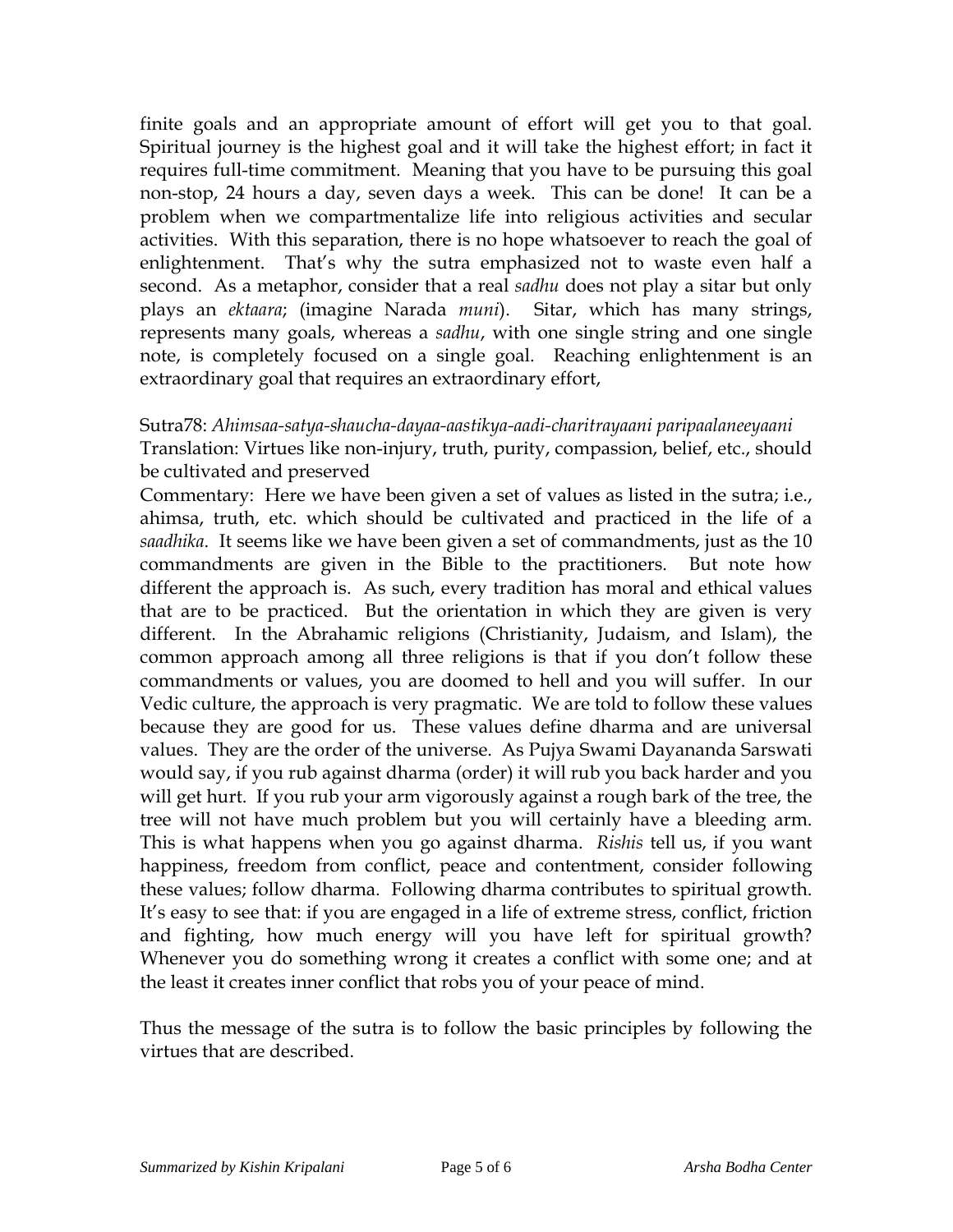finite goals and an appropriate amount of effort will get you to that goal. Spiritual journey is the highest goal and it will take the highest effort; in fact it requires full-time commitment. Meaning that you have to be pursuing this goal non-stop, 24 hours a day, seven days a week. This can be done! It can be a problem when we compartmentalize life into religious activities and secular activities. With this separation, there is no hope whatsoever to reach the goal of enlightenment. That's why the sutra emphasized not to waste even half a second. As a metaphor, consider that a real *sadhu* does not play a sitar but only plays an *ektaara*; (imagine Narada *muni*). Sitar, which has many strings, represents many goals, whereas a *sadhu*, with one single string and one single note, is completely focused on a single goal. Reaching enlightenment is an extraordinary goal that requires an extraordinary effort,

Sutra78: *Ahimsaa-satya-shaucha-dayaa-aastikya-aadi-charitrayaani paripaalaneeyaani*
Translation: Virtues like non-injury, truth, purity, compassion, belief, etc., should be cultivated and preserved
Commentary: Here we have been given a set of values as listed in the sutra; i.e., ahimsa, truth, etc. which should be cultivated and practiced in the life of a *saadhika*. It seems like we have been given a set of commandments, just as the 10 commandments are given in the Bible to the practitioners. But note how different the approach is. As such, every tradition has moral and ethical values that are to be practiced. But the orientation in which they are given is very different. In the Abrahamic religions (Christianity, Judaism, and Islam), the common approach among all three religions is that if you don't follow these commandments or values, you are doomed to hell and you will suffer. In our Vedic culture, the approach is very pragmatic. We are told to follow these values because they are good for us. These values define dharma and are universal values. They are the order of the universe. As Pujya Swami Dayananda Sarswati would say, if you rub against dharma (order) it will rub you back harder and you will get hurt. If you rub your arm vigorously against a rough bark of the tree, the tree will not have much problem but you will certainly have a bleeding arm. This is what happens when you go against dharma. *Rishis* tell us, if you want happiness, freedom from conflict, peace and contentment, consider following these values; follow dharma. Following dharma contributes to spiritual growth. It's easy to see that: if you are engaged in a life of extreme stress, conflict, friction and fighting, how much energy will you have left for spiritual growth? Whenever you do something wrong it creates a conflict with some one; and at the least it creates inner conflict that robs you of your peace of mind.

Thus the message of the sutra is to follow the basic principles by following the virtues that are described.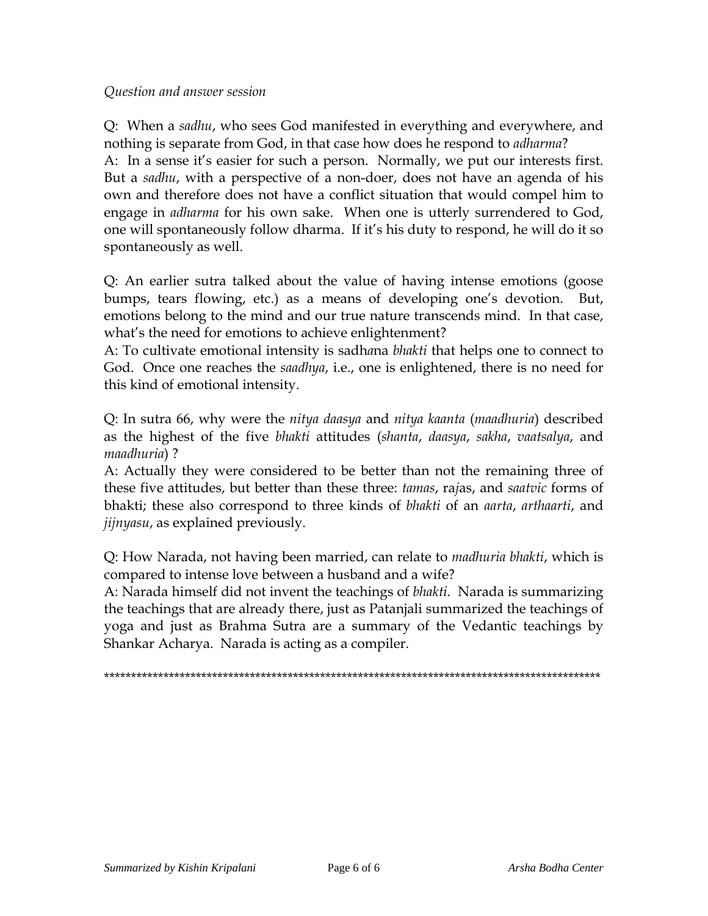*Question and answer session*

Q: When a *sadhu*, who sees God manifested in everything and everywhere, and nothing is separate from God, in that case how does he respond to *adharma*?
A: In a sense it's easier for such a person. Normally, we put our interests first. But a *sadhu*, with a perspective of a non-doer, does not have an agenda of his own and therefore does not have a conflict situation that would compel him to engage in *adharma* for his own sake. When one is utterly surrendered to God, one will spontaneously follow dharma. If it's his duty to respond, he will do it so spontaneously as well.

Q: An earlier sutra talked about the value of having intense emotions (goose bumps, tears flowing, etc.) as a means of developing one's devotion. But, emotions belong to the mind and our true nature transcends mind. In that case, what's the need for emotions to achieve enlightenment?
A: To cultivate emotional intensity is sadh*a*na *bhakti* that helps one to connect to God. Once one reaches the *saadhya*, i.e., one is enlightened, there is no need for this kind of emotional intensity.

Q: In sutra 66, why were the *nitya daasya* and *nitya kaanta* (*maadhuria*) described as the highest of the five *bhakti* attitudes (*shanta*, *daasya*, *sakha*, *vaatsalya*, and *maadhuria*) ?
A: Actually they were considered to be better than not the remaining three of these five attitudes, but better than these three: *tamas*, rajas, and *saatvic* forms of bhakti; these also correspond to three kinds of *bhakti* of an *aarta*, *arthaarti*, and *jijnyasu*, as explained previously.

Q: How Narada, not having been married, can relate to *madhuria bhakti*, which is compared to intense love between a husband and a wife?
A: Narada himself did not invent the teachings of *bhakti*. Narada is summarizing the teachings that are already there, just as Patanjali summarized the teachings of yoga and just as Brahma Sutra are a summary of the Vedantic teachings by Shankar Acharya. Narada is acting as a compiler.

******************************************************************************************